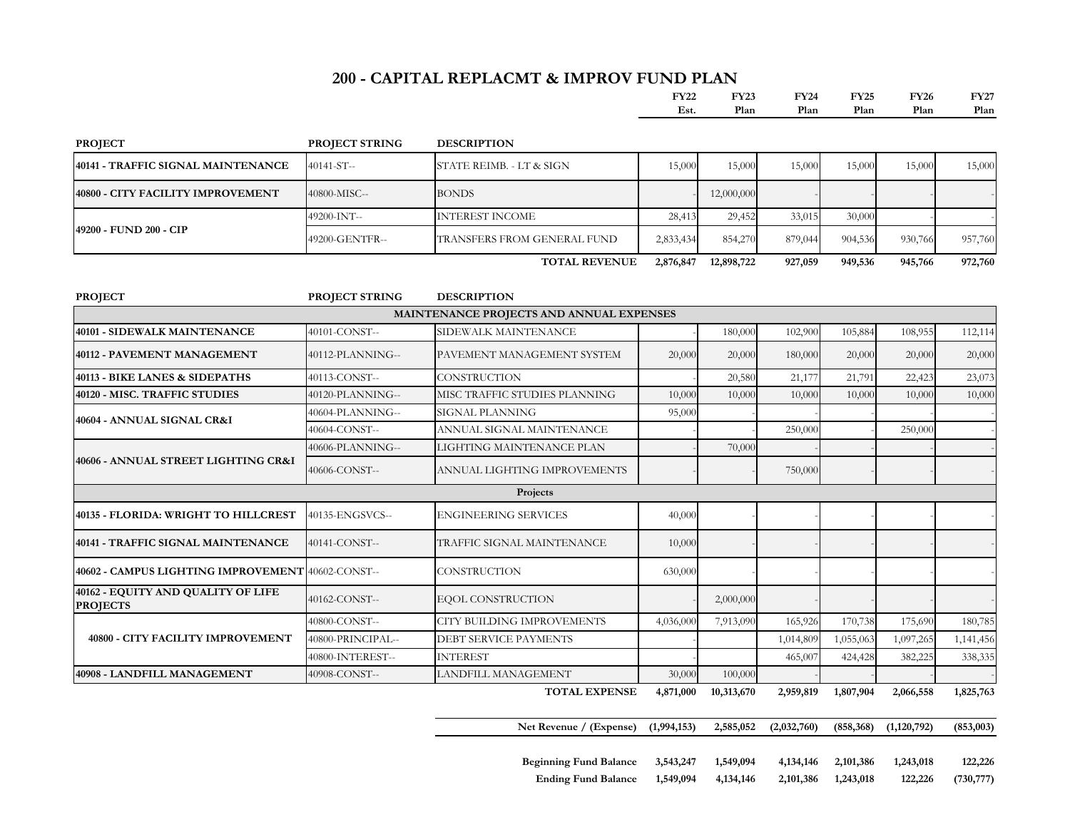# 200 - CAPITAL REPLACMT & IMPROV FUND PLAN

| PROJECT | PROJECT STRING | DESCRIPTION | FY22 Est. | FY23 Plan | FY24 Plan | FY25 Plan | FY26 Plan | FY27 Plan |
|---|---|---|---|---|---|---|---|---|
| **40141 - TRAFFIC SIGNAL MAINTENANCE** | 40141-ST-- | STATE REIMB. - LT & SIGN | 15,000 | 15,000 | 15,000 | 15,000 | 15,000 | 15,000 |
| **40800 - CITY FACILITY IMPROVEMENT** | 40800-MISC-- | BONDS | - | 12,000,000 | - | - | - | - |
| **49200 - FUND 200 - CIP** | 49200-INT-- | INTEREST INCOME | 28,413 | 29,452 | 33,015 | 30,000 | - | - |
| | 49200-GENTFR-- | TRANSFERS FROM GENERAL FUND | 2,833,434 | 854,270 | 879,044 | 904,536 | 930,766 | 957,760 |
| | | **TOTAL REVENUE** | **2,876,847** | **12,898,722** | **927,059** | **949,536** | **945,766** | **972,760** |

| PROJECT | PROJECT STRING | DESCRIPTION | FY22 Est. | FY23 Plan | FY24 Plan | FY25 Plan | FY26 Plan | FY27 Plan |
|---|---|---|---|---|---|---|---|---|
| | | **MAINTENANCE PROJECTS AND ANNUAL EXPENSES** | | | | | | |
| **40101 - SIDEWALK MAINTENANCE** | 40101-CONST-- | SIDEWALK MAINTENANCE | - | 180,000 | 102,900 | 105,884 | 108,955 | 112,114 |
| **40112 - PAVEMENT MANAGEMENT** | 40112-PLANNING-- | PAVEMENT MANAGEMENT SYSTEM | 20,000 | 20,000 | 180,000 | 20,000 | 20,000 | 20,000 |
| **40113 - BIKE LANES & SIDEPATHS** | 40113-CONST-- | CONSTRUCTION | - | 20,580 | 21,177 | 21,791 | 22,423 | 23,073 |
| **40120 - MISC. TRAFFIC STUDIES** | 40120-PLANNING-- | MISC TRAFFIC STUDIES PLANNING | 10,000 | 10,000 | 10,000 | 10,000 | 10,000 | 10,000 |
| **40604 - ANNUAL SIGNAL CR&I** | 40604-PLANNING-- | SIGNAL PLANNING | 95,000 | - | - | - | - | - |
| | 40604-CONST-- | ANNUAL SIGNAL MAINTENANCE | - | - | 250,000 | - | 250,000 | - |
| **40606 - ANNUAL STREET LIGHTING CR&I** | 40606-PLANNING-- | LIGHTING MAINTENANCE PLAN | - | 70,000 | - | - | - | - |
| | 40606-CONST-- | ANNUAL LIGHTING IMPROVEMENTS | - | - | 750,000 | - | - | - |
| | | **Projects** | | | | | | |
| **40135 - FLORIDA: WRIGHT TO HILLCREST** | 40135-ENGSVCS-- | ENGINEERING SERVICES | 40,000 | - | - | - | - | - |
| **40141 - TRAFFIC SIGNAL MAINTENANCE** | 40141-CONST-- | TRAFFIC SIGNAL MAINTENANCE | 10,000 | - | - | - | - | - |
| **40602 - CAMPUS LIGHTING IMPROVEMENT** | 40602-CONST-- | CONSTRUCTION | 630,000 | - | - | - | - | - |
| **40162 - EQUITY AND QUALITY OF LIFE PROJECTS** | 40162-CONST-- | EQOL CONSTRUCTION | - | 2,000,000 | - | - | - | - |
| **40800 - CITY FACILITY IMPROVEMENT** | 40800-CONST-- | CITY BUILDING IMPROVEMENTS | 4,036,000 | 7,913,090 | 165,926 | 170,738 | 175,690 | 180,785 |
| | 40800-PRINCIPAL-- | DEBT SERVICE PAYMENTS | - | | 1,014,809 | 1,055,063 | 1,097,265 | 1,141,456 |
| | 40800-INTEREST-- | INTEREST | - | | 465,007 | 424,428 | 382,225 | 338,335 |
| **40908 - LANDFILL MANAGEMENT** | 40908-CONST-- | LANDFILL MANAGEMENT | 30,000 | 100,000 | - | - | - | - |
| | | **TOTAL EXPENSE** | **4,871,000** | **10,313,670** | **2,959,819** | **1,807,904** | **2,066,558** | **1,825,763** |
| | | **Net Revenue / (Expense)** | **(1,994,153)** | **2,585,052** | **(2,032,760)** | **(858,368)** | **(1,120,792)** | **(853,003)** |
| | | **Beginning Fund Balance** | **3,543,247** | **1,549,094** | **4,134,146** | **2,101,386** | **1,243,018** | **122,226** |
| | | **Ending Fund Balance** | **1,549,094** | **4,134,146** | **2,101,386** | **1,243,018** | **122,226** | **(730,777)** |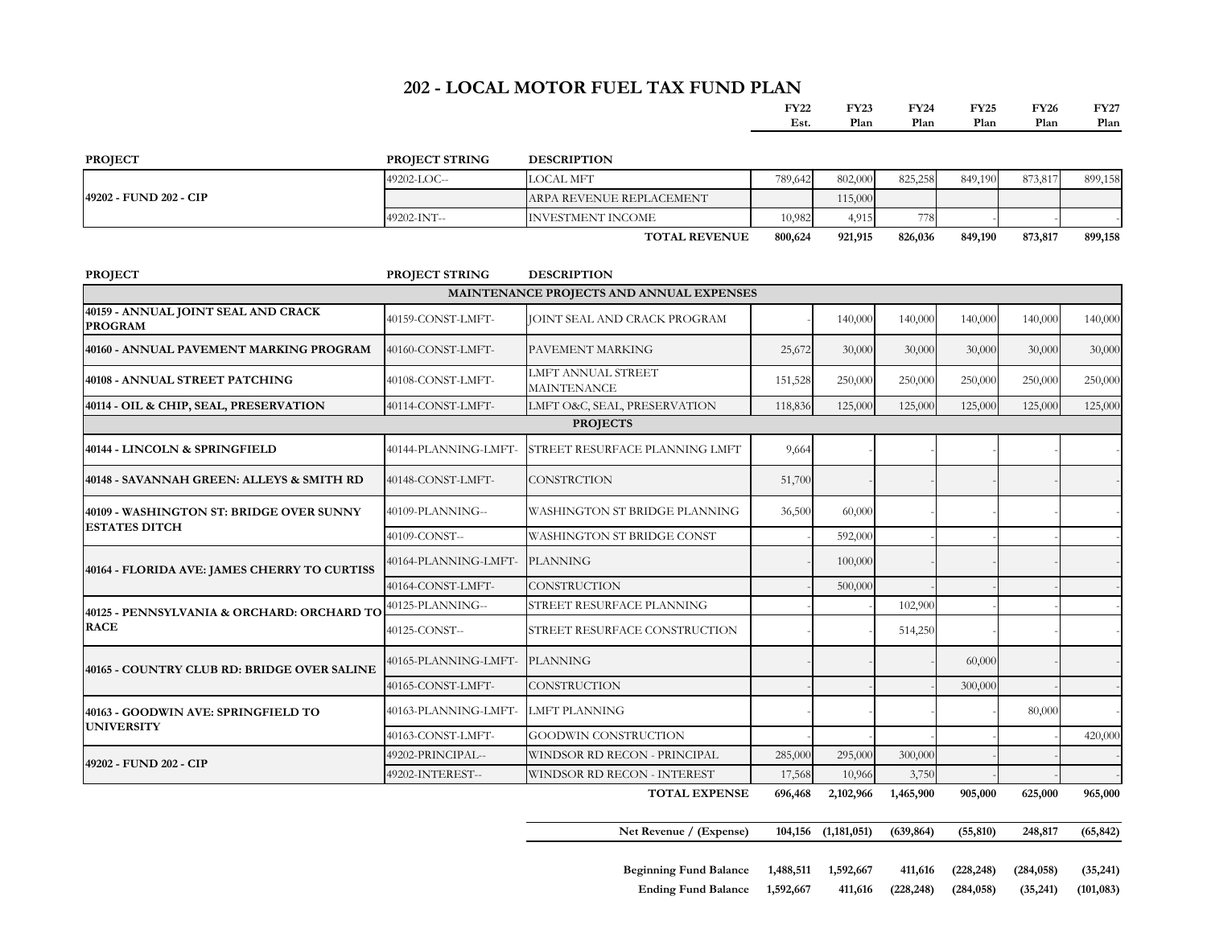# 202 - LOCAL MOTOR FUEL TAX FUND PLAN

| PROJECT | PROJECT STRING | DESCRIPTION | FY22 Est. | FY23 Plan | FY24 Plan | FY25 Plan | FY26 Plan | FY27 Plan |
|---|---|---|---|---|---|---|---|---|
| 49202 - FUND 202 - CIP | 49202-LOC-- | LOCAL MFT | 789,642 | 802,000 | 825,258 | 849,190 | 873,817 | 899,158 |
| | | ARPA REVENUE REPLACEMENT | | 115,000 | | | | |
| | 49202-INT-- | INVESTMENT INCOME | 10,982 | 4,915 | 778 | - | - | - |
| | | **TOTAL REVENUE** | **800,624** | **921,915** | **826,036** | **849,190** | **873,817** | **899,158** |

| PROJECT | PROJECT STRING | DESCRIPTION | FY22 Est. | FY23 Plan | FY24 Plan | FY25 Plan | FY26 Plan | FY27 Plan |
|---|---|---|---|---|---|---|---|---|
| **MAINTENANCE PROJECTS AND ANNUAL EXPENSES** | | | | | | | | |
| 40159 - ANNUAL JOINT SEAL AND CRACK PROGRAM | 40159-CONST-LMFT- | JOINT SEAL AND CRACK PROGRAM | - | 140,000 | 140,000 | 140,000 | 140,000 | 140,000 |
| 40160 - ANNUAL PAVEMENT MARKING PROGRAM | 40160-CONST-LMFT- | PAVEMENT MARKING | 25,672 | 30,000 | 30,000 | 30,000 | 30,000 | 30,000 |
| 40108 - ANNUAL STREET PATCHING | 40108-CONST-LMFT- | LMFT ANNUAL STREET MAINTENANCE | 151,528 | 250,000 | 250,000 | 250,000 | 250,000 | 250,000 |
| 40114 - OIL & CHIP, SEAL, PRESERVATION | 40114-CONST-LMFT- | LMFT O&C, SEAL, PRESERVATION | 118,836 | 125,000 | 125,000 | 125,000 | 125,000 | 125,000 |
| **PROJECTS** | | | | | | | | |
| 40144 - LINCOLN & SPRINGFIELD | 40144-PLANNING-LMFT- | STREET RESURFACE PLANNING LMFT | 9,664 | - | - | - | - | - |
| 40148 - SAVANNAH GREEN: ALLEYS & SMITH RD | 40148-CONST-LMFT- | CONSTRCTION | 51,700 | - | - | - | - | - |
| 40109 - WASHINGTON ST: BRIDGE OVER SUNNY ESTATES DITCH | 40109-PLANNING-- | WASHINGTON ST BRIDGE PLANNING | 36,500 | 60,000 | - | - | - | - |
| | 40109-CONST-- | WASHINGTON ST BRIDGE CONST | - | 592,000 | - | - | - | - |
| 40164 - FLORIDA AVE: JAMES CHERRY TO CURTISS | 40164-PLANNING-LMFT- | PLANNING | - | 100,000 | - | - | - | - |
| | 40164-CONST-LMFT- | CONSTRUCTION | - | 500,000 | - | - | - | - |
| 40125 - PENNSYLVANIA & ORCHARD: ORCHARD TO RACE | 40125-PLANNING-- | STREET RESURFACE PLANNING | - | - | 102,900 | - | - | - |
| | 40125-CONST-- | STREET RESURFACE CONSTRUCTION | - | - | 514,250 | - | - | - |
| 40165 - COUNTRY CLUB RD: BRIDGE OVER SALINE | 40165-PLANNING-LMFT- | PLANNING | - | - | - | 60,000 | - | - |
| | 40165-CONST-LMFT- | CONSTRUCTION | - | - | - | 300,000 | - | - |
| 40163 - GOODWIN AVE: SPRINGFIELD TO UNIVERSITY | 40163-PLANNING-LMFT- | LMFT PLANNING | - | - | - | - | 80,000 | - |
| | 40163-CONST-LMFT- | GOODWIN CONSTRUCTION | - | - | - | - | - | 420,000 |
| 49202 - FUND 202 - CIP | 49202-PRINCIPAL-- | WINDSOR RD RECON - PRINCIPAL | 285,000 | 295,000 | 300,000 | - | - | - |
| | 49202-INTEREST-- | WINDSOR RD RECON - INTEREST | 17,568 | 10,966 | 3,750 | - | - | - |
| | | **TOTAL EXPENSE** | **696,468** | **2,102,966** | **1,465,900** | **905,000** | **625,000** | **965,000** |
| | | **Net Revenue / (Expense)** | **104,156** | **(1,181,051)** | **(639,864)** | **(55,810)** | **248,817** | **(65,842)** |
| | | **Beginning Fund Balance** | **1,488,511** | **1,592,667** | **411,616** | **(228,248)** | **(284,058)** | **(35,241)** |
| | | **Ending Fund Balance** | **1,592,667** | **411,616** | **(228,248)** | **(284,058)** | **(35,241)** | **(101,083)** |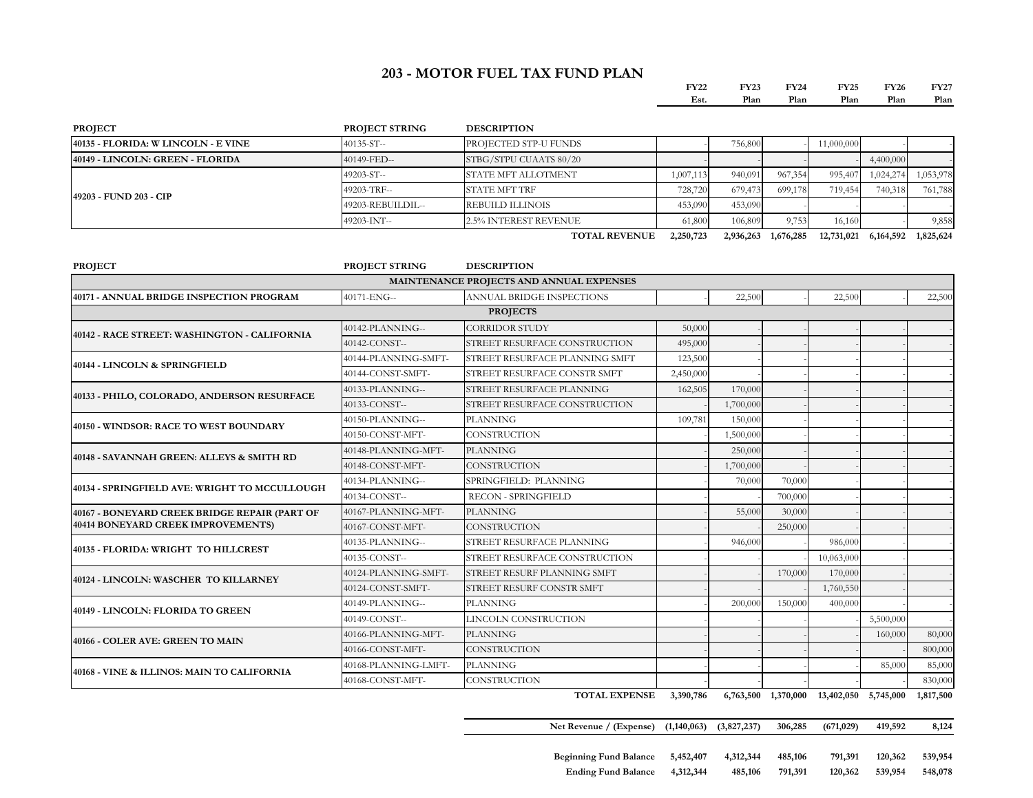# 203 - MOTOR FUEL TAX FUND PLAN

| PROJECT | PROJECT STRING | DESCRIPTION | FY22 Est. | FY23 Plan | FY24 Plan | FY25 Plan | FY26 Plan | FY27 Plan |
|---|---|---|---|---|---|---|---|---|
| 40135 - FLORIDA: W LINCOLN - E VINE | 40135-ST-- | PROJECTED STP-U FUNDS | - | 756,800 | - | 11,000,000 | - | - |
| 40149 - LINCOLN: GREEN - FLORIDA | 40149-FED-- | STBG/STPU CUAATS 80/20 | - | - | - | - | 4,400,000 | - |
| 49203 - FUND 203 - CIP | 49203-ST-- | STATE MFT ALLOTMENT | 1,007,113 | 940,091 | 967,354 | 995,407 | 1,024,274 | 1,053,978 |
| | 49203-TRF-- | STATE MFT TRF | 728,720 | 679,473 | 699,178 | 719,454 | 740,318 | 761,788 |
| | 49203-REBUILDIL-- | REBUILD ILLINOIS | 453,090 | 453,090 | - | - | - | - |
| | 49203-INT-- | 2.5% INTEREST REVENUE | 61,800 | 106,809 | 9,753 | 16,160 | - | 9,858 |
| | | **TOTAL REVENUE** | **2,250,723** | **2,936,263** | **1,676,285** | **12,731,021** | **6,164,592** | **1,825,624** |

| PROJECT | PROJECT STRING | DESCRIPTION | FY22 Est. | FY23 Plan | FY24 Plan | FY25 Plan | FY26 Plan | FY27 Plan |
|---|---|---|---|---|---|---|---|---|
| **MAINTENANCE PROJECTS AND ANNUAL EXPENSES** | | | | | | | | |
| 40171 - ANNUAL BRIDGE INSPECTION PROGRAM | 40171-ENG-- | ANNUAL BRIDGE INSPECTIONS | - | 22,500 | - | 22,500 | - | 22,500 |
| **PROJECTS** | | | | | | | | |
| 40142 - RACE STREET: WASHINGTON - CALIFORNIA | 40142-PLANNING-- | CORRIDOR STUDY | 50,000 | - | - | - | - | - |
| | 40142-CONST-- | STREET RESURFACE CONSTRUCTION | 495,000 | - | - | - | - | - |
| 40144 - LINCOLN & SPRINGFIELD | 40144-PLANNING-SMFT- | STREET RESURFACE PLANNING SMFT | 123,500 | - | - | - | - | - |
| | 40144-CONST-SMFT- | STREET RESURFACE CONSTR SMFT | 2,450,000 | - | - | - | - | - |
| 40133 - PHILO, COLORADO, ANDERSON RESURFACE | 40133-PLANNING-- | STREET RESURFACE PLANNING | 162,505 | 170,000 | - | - | - | - |
| | 40133-CONST-- | STREET RESURFACE CONSTRUCTION | - | 1,700,000 | - | - | - | - |
| 40150 - WINDSOR: RACE TO WEST BOUNDARY | 40150-PLANNING-- | PLANNING | 109,781 | 150,000 | - | - | - | - |
| | 40150-CONST-MFT- | CONSTRUCTION | - | 1,500,000 | - | - | - | - |
| 40148 - SAVANNAH GREEN: ALLEYS & SMITH RD | 40148-PLANNING-MFT- | PLANNING | - | 250,000 | - | - | - | - |
| | 40148-CONST-MFT- | CONSTRUCTION | - | 1,700,000 | - | - | - | - |
| 40134 - SPRINGFIELD AVE: WRIGHT TO MCCULLOUGH | 40134-PLANNING-- | SPRINGFIELD: PLANNING | - | 70,000 | 70,000 | - | - | - |
| | 40134-CONST-- | RECON - SPRINGFIELD | - | - | 700,000 | - | - | - |
| 40167 - BONEYARD CREEK BRIDGE REPAIR (PART OF 40414 BONEYARD CREEK IMPROVEMENTS) | 40167-PLANNING-MFT- | PLANNING | - | 55,000 | 30,000 | - | - | - |
| | 40167-CONST-MFT- | CONSTRUCTION | - | - | 250,000 | - | - | - |
| 40135 - FLORIDA: WRIGHT TO HILLCREST | 40135-PLANNING-- | STREET RESURFACE PLANNING | - | 946,000 | - | 986,000 | - | - |
| | 40135-CONST-- | STREET RESURFACE CONSTRUCTION | - | - | - | 10,063,000 | - | - |
| 40124 - LINCOLN: WASCHER TO KILLARNEY | 40124-PLANNING-SMFT- | STREET RESURF PLANNING SMFT | - | - | 170,000 | 170,000 | - | - |
| | 40124-CONST-SMFT- | STREET RESURF CONSTR SMFT | - | - | - | 1,760,550 | - | - |
| 40149 - LINCOLN: FLORIDA TO GREEN | 40149-PLANNING-- | PLANNING | - | 200,000 | 150,000 | 400,000 | - | |
| | 40149-CONST-- | LINCOLN CONSTRUCTION | - | - | - | - | 5,500,000 | |
| 40166 - COLER AVE: GREEN TO MAIN | 40166-PLANNING-MFT- | PLANNING | - | - | - | - | 160,000 | 80,000 |
| | 40166-CONST-MFT- | CONSTRUCTION | - | - | - | - | - | 800,000 |
| 40168 - VINE & ILLINOS: MAIN TO CALIFORNIA | 40168-PLANNING-LMFT- | PLANNING | - | - | - | - | 85,000 | 85,000 |
| | 40168-CONST-MFT- | CONSTRUCTION | - | - | - | - | - | 830,000 |
| | | **TOTAL EXPENSE** | **3,390,786** | **6,763,500** | **1,370,000** | **13,402,050** | **5,745,000** | **1,817,500** |

| | FY22 Est. | FY23 Plan | FY24 Plan | FY25 Plan | FY26 Plan | FY27 Plan |
|---|---|---|---|---|---|---|
| **Net Revenue / (Expense)** | **(1,140,063)** | **(3,827,237)** | **306,285** | **(671,029)** | **419,592** | **8,124** |
| **Beginning Fund Balance** | **5,452,407** | **4,312,344** | **485,106** | **791,391** | **120,362** | **539,954** |
| **Ending Fund Balance** | **4,312,344** | **485,106** | **791,391** | **120,362** | **539,954** | **548,078** |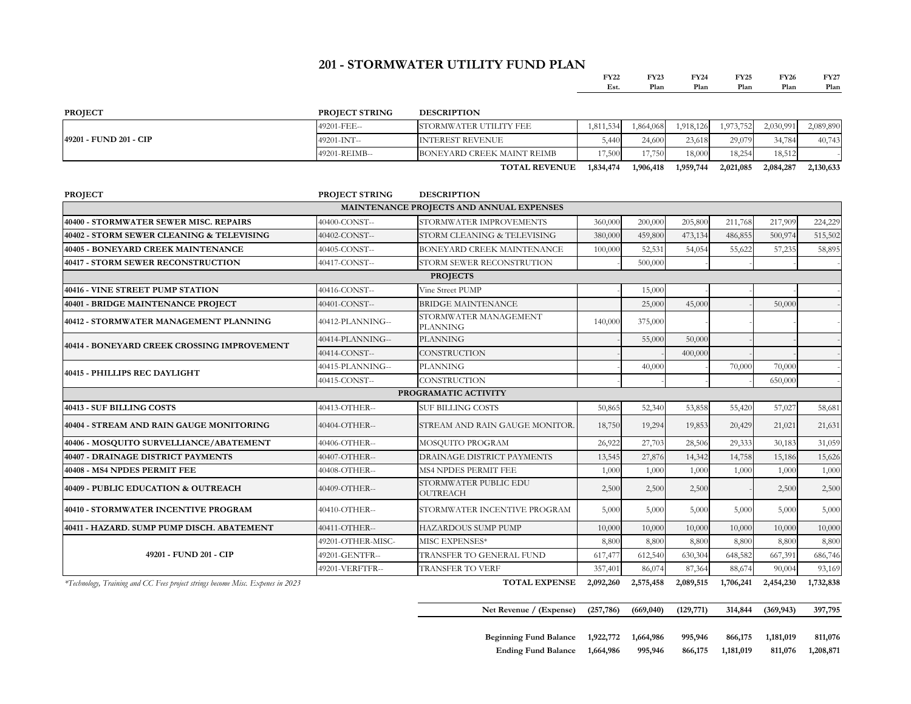# 201 - STORMWATER UTILITY FUND PLAN

| PROJECT | PROJECT STRING | DESCRIPTION | FY22 Est. | FY23 Plan | FY24 Plan | FY25 Plan | FY26 Plan | FY27 Plan |
|---|---|---|---|---|---|---|---|---|
| 49201 - FUND 201 - CIP | 49201-FEE-- | STORMWATER UTILITY FEE | 1,811,534 | 1,864,068 | 1,918,126 | 1,973,752 | 2,030,991 | 2,089,890 |
| | 49201-INT-- | INTEREST REVENUE | 5,440 | 24,600 | 23,618 | 29,079 | 34,784 | 40,743 |
| | 49201-REIMB-- | BONEYARD CREEK MAINT REIMB | 17,500 | 17,750 | 18,000 | 18,254 | 18,512 | - |
| | | **TOTAL REVENUE** | **1,834,474** | **1,906,418** | **1,959,744** | **2,021,085** | **2,084,287** | **2,130,633** |

| PROJECT | PROJECT STRING | DESCRIPTION | FY22 Est. | FY23 Plan | FY24 Plan | FY25 Plan | FY26 Plan | FY27 Plan |
|---|---|---|---|---|---|---|---|---|
| **MAINTENANCE PROJECTS AND ANNUAL EXPENSES** | | | | | | | | |
| **40400 - STORMWATER SEWER MISC. REPAIRS** | 40400-CONST-- | STORMWATER IMPROVEMENTS | 360,000 | 200,000 | 205,800 | 211,768 | 217,909 | 224,229 |
| **40402 - STORM SEWER CLEANING & TELEVISING** | 40402-CONST-- | STORM CLEANING & TELEVISING | 380,000 | 459,800 | 473,134 | 486,855 | 500,974 | 515,502 |
| **40405 - BONEYARD CREEK MAINTENANCE** | 40405-CONST-- | BONEYARD CREEK MAINTENANCE | 100,000 | 52,531 | 54,054 | 55,622 | 57,235 | 58,895 |
| **40417 - STORM SEWER RECONSTRUCTION** | 40417-CONST-- | STORM SEWER RECONSTRUTION | - | 500,000 | | - | - | - |
| **PROJECTS** | | | | | | | | |
| **40416 - VINE STREET PUMP STATION** | 40416-CONST-- | Vine Street PUMP | - | 15,000 | - | - | - | - |
| **40401 - BRIDGE MAINTENANCE PROJECT** | 40401-CONST-- | BRIDGE MAINTENANCE | | 25,000 | 45,000 | - | 50,000 | - |
| **40412 - STORMWATER MANAGEMENT PLANNING** | 40412-PLANNING-- | STORMWATER MANAGEMENT PLANNING | 140,000 | 375,000 | - | - | - | - |
| **40414 - BONEYARD CREEK CROSSING IMPROVEMENT** | 40414-PLANNING-- | PLANNING | - | 55,000 | 50,000 | - | - | - |
| | 40414-CONST-- | CONSTRUCTION | - | - | 400,000 | - | - | - |
| **40415 - PHILLIPS REC DAYLIGHT** | 40415-PLANNING-- | PLANNING | - | 40,000 | - | 70,000 | 70,000 | - |
| | 40415-CONST-- | CONSTRUCTION | - | - | - | - | 650,000 | - |
| **PROGRAMATIC ACTIVITY** | | | | | | | | |
| **40413 - SUF BILLING COSTS** | 40413-OTHER-- | SUF BILLING COSTS | 50,865 | 52,340 | 53,858 | 55,420 | 57,027 | 58,681 |
| **40404 - STREAM AND RAIN GAUGE MONITORING** | 40404-OTHER-- | STREAM AND RAIN GAUGE MONITOR. | 18,750 | 19,294 | 19,853 | 20,429 | 21,021 | 21,631 |
| **40406 - MOSQUITO SURVELLIANCE/ABATEMENT** | 40406-OTHER-- | MOSQUITO PROGRAM | 26,922 | 27,703 | 28,506 | 29,333 | 30,183 | 31,059 |
| **40407 - DRAINAGE DISTRICT PAYMENTS** | 40407-OTHER-- | DRAINAGE DISTRICT PAYMENTS | 13,545 | 27,876 | 14,342 | 14,758 | 15,186 | 15,626 |
| **40408 - MS4 NPDES PERMIT FEE** | 40408-OTHER-- | MS4 NPDES PERMIT FEE | 1,000 | 1,000 | 1,000 | 1,000 | 1,000 | 1,000 |
| **40409 - PUBLIC EDUCATION & OUTREACH** | 40409-OTHER-- | STORMWATER PUBLIC EDU OUTREACH | 2,500 | 2,500 | 2,500 | - | 2,500 | 2,500 |
| **40410 - STORMWATER INCENTIVE PROGRAM** | 40410-OTHER-- | STORMWATER INCENTIVE PROGRAM | 5,000 | 5,000 | 5,000 | 5,000 | 5,000 | 5,000 |
| **40411 - HAZARD. SUMP PUMP DISCH. ABATEMENT** | 40411-OTHER-- | HAZARDOUS SUMP PUMP | 10,000 | 10,000 | 10,000 | 10,000 | 10,000 | 10,000 |
| **49201 - FUND 201 - CIP** | 49201-OTHER-MISC- | MISC EXPENSES* | 8,800 | 8,800 | 8,800 | 8,800 | 8,800 | 8,800 |
| | 49201-GENTFR-- | TRANSFER TO GENERAL FUND | 617,477 | 612,540 | 630,304 | 648,582 | 667,391 | 686,746 |
| | 49201-VERFTFR-- | TRANSFER TO VERF | 357,401 | 86,074 | 87,364 | 88,674 | 90,004 | 93,169 |
| *\*Technology, Training and CC Fees project strings become Misc. Expenes in 2023* | | **TOTAL EXPENSE** | **2,092,260** | **2,575,458** | **2,089,515** | **1,706,241** | **2,454,230** | **1,732,838** |

| | FY22 Est. | FY23 Plan | FY24 Plan | FY25 Plan | FY26 Plan | FY27 Plan |
|---|---|---|---|---|---|---|
| **Net Revenue / (Expense)** | **(257,786)** | **(669,040)** | **(129,771)** | **314,844** | **(369,943)** | **397,795** |
| **Beginning Fund Balance** | **1,922,772** | **1,664,986** | **995,946** | **866,175** | **1,181,019** | **811,076** |
| **Ending Fund Balance** | **1,664,986** | **995,946** | **866,175** | **1,181,019** | **811,076** | **1,208,871** |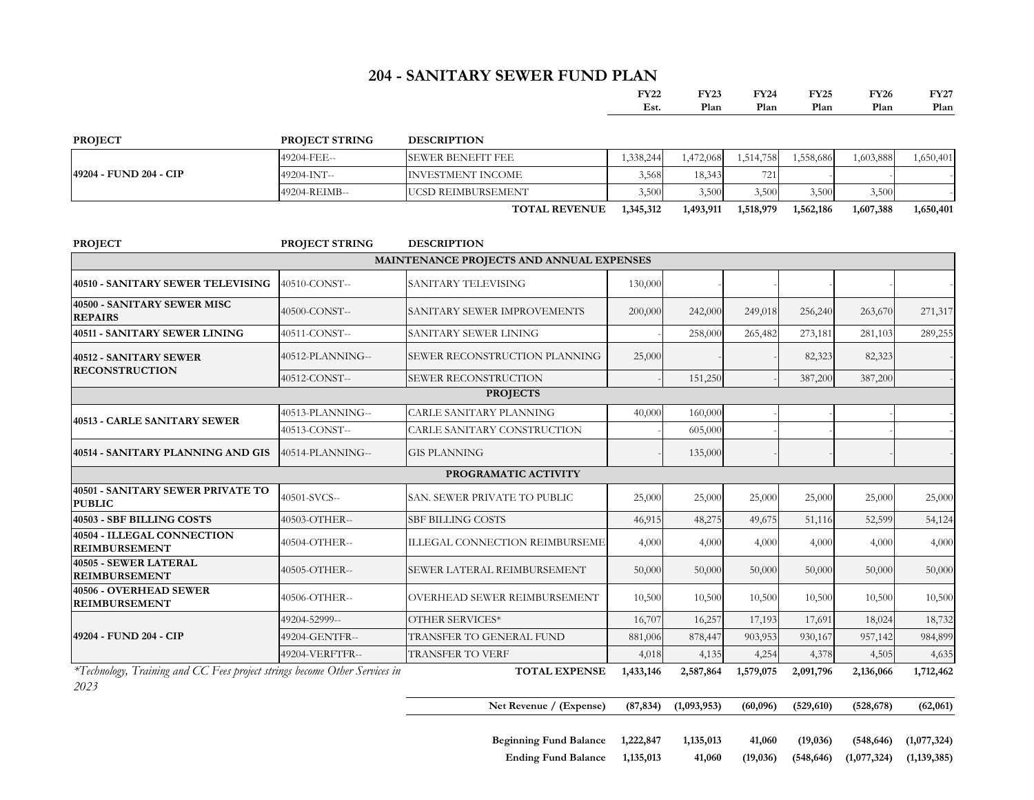# 204 - SANITARY SEWER FUND PLAN

| PROJECT | PROJECT STRING | DESCRIPTION | FY22 Est. | FY23 Plan | FY24 Plan | FY25 Plan | FY26 Plan | FY27 Plan |
|---|---|---|---|---|---|---|---|---|
| 49204 - FUND 204 - CIP | 49204-FEE-- | SEWER BENEFIT FEE | 1,338,244 | 1,472,068 | 1,514,758 | 1,558,686 | 1,603,888 | 1,650,401 |
| | 49204-INT-- | INVESTMENT INCOME | 3,568 | 18,343 | 721 | - | - | - |
| | 49204-REIMB-- | UCSD REIMBURSEMENT | 3,500 | 3,500 | 3,500 | 3,500 | 3,500 | - |
| | | **TOTAL REVENUE** | **1,345,312** | **1,493,911** | **1,518,979** | **1,562,186** | **1,607,388** | **1,650,401** |

| PROJECT | PROJECT STRING | DESCRIPTION | FY22 Est. | FY23 Plan | FY24 Plan | FY25 Plan | FY26 Plan | FY27 Plan |
|---|---|---|---|---|---|---|---|---|
| **MAINTENANCE PROJECTS AND ANNUAL EXPENSES** | | | | | | | | |
| **40510 - SANITARY SEWER TELEVISING** | 40510-CONST-- | SANITARY TELEVISING | 130,000 | - | - | - | - | - |
| **40500 - SANITARY SEWER MISC REPAIRS** | 40500-CONST-- | SANITARY SEWER IMPROVEMENTS | 200,000 | 242,000 | 249,018 | 256,240 | 263,670 | 271,317 |
| **40511 - SANITARY SEWER LINING** | 40511-CONST-- | SANITARY SEWER LINING | - | 258,000 | 265,482 | 273,181 | 281,103 | 289,255 |
| **40512 - SANITARY SEWER RECONSTRUCTION** | 40512-PLANNING-- | SEWER RECONSTRUCTION PLANNING | 25,000 | - | - | 82,323 | 82,323 | - |
| | 40512-CONST-- | SEWER RECONSTRUCTION | - | 151,250 | - | 387,200 | 387,200 | - |
| **PROJECTS** | | | | | | | | |
| **40513 - CARLE SANITARY SEWER** | 40513-PLANNING-- | CARLE SANITARY PLANNING | 40,000 | 160,000 | - | - | - | - |
| | 40513-CONST-- | CARLE SANITARY CONSTRUCTION | - | 605,000 | - | - | - | - |
| **40514 - SANITARY PLANNING AND GIS** | 40514-PLANNING-- | GIS PLANNING | - | 135,000 | - | - | - | - |
| **PROGRAMATIC ACTIVITY** | | | | | | | | |
| **40501 - SANITARY SEWER PRIVATE TO PUBLIC** | 40501-SVCS-- | SAN. SEWER PRIVATE TO PUBLIC | 25,000 | 25,000 | 25,000 | 25,000 | 25,000 | 25,000 |
| **40503 - SBF BILLING COSTS** | 40503-OTHER-- | SBF BILLING COSTS | 46,915 | 48,275 | 49,675 | 51,116 | 52,599 | 54,124 |
| **40504 - ILLEGAL CONNECTION REIMBURSEMENT** | 40504-OTHER-- | ILLEGAL CONNECTION REIMBURSEME | 4,000 | 4,000 | 4,000 | 4,000 | 4,000 | 4,000 |
| **40505 - SEWER LATERAL REIMBURSEMENT** | 40505-OTHER-- | SEWER LATERAL REIMBURSEMENT | 50,000 | 50,000 | 50,000 | 50,000 | 50,000 | 50,000 |
| **40506 - OVERHEAD SEWER REIMBURSEMENT** | 40506-OTHER-- | OVERHEAD SEWER REIMBURSEMENT | 10,500 | 10,500 | 10,500 | 10,500 | 10,500 | 10,500 |
| **49204 - FUND 204 - CIP** | 49204-52999-- | OTHER SERVICES* | 16,707 | 16,257 | 17,193 | 17,691 | 18,024 | 18,732 |
| | 49204-GENTFR-- | TRANSFER TO GENERAL FUND | 881,006 | 878,447 | 903,953 | 930,167 | 957,142 | 984,899 |
| | 49204-VERFTFR-- | TRANSFER TO VERF | 4,018 | 4,135 | 4,254 | 4,378 | 4,505 | 4,635 |
| | | **TOTAL EXPENSE** | **1,433,146** | **2,587,864** | **1,579,075** | **2,091,796** | **2,136,066** | **1,712,462** |
| | | **Net Revenue / (Expense)** | **(87,834)** | **(1,093,953)** | **(60,096)** | **(529,610)** | **(528,678)** | **(62,061)** |
| | | **Beginning Fund Balance** | **1,222,847** | **1,135,013** | **41,060** | **(19,036)** | **(548,646)** | **(1,077,324)** |
| | | **Ending Fund Balance** | **1,135,013** | **41,060** | **(19,036)** | **(548,646)** | **(1,077,324)** | **(1,139,385)** |

*\*Technology, Training and CC Fees project strings become Other Services in 2023*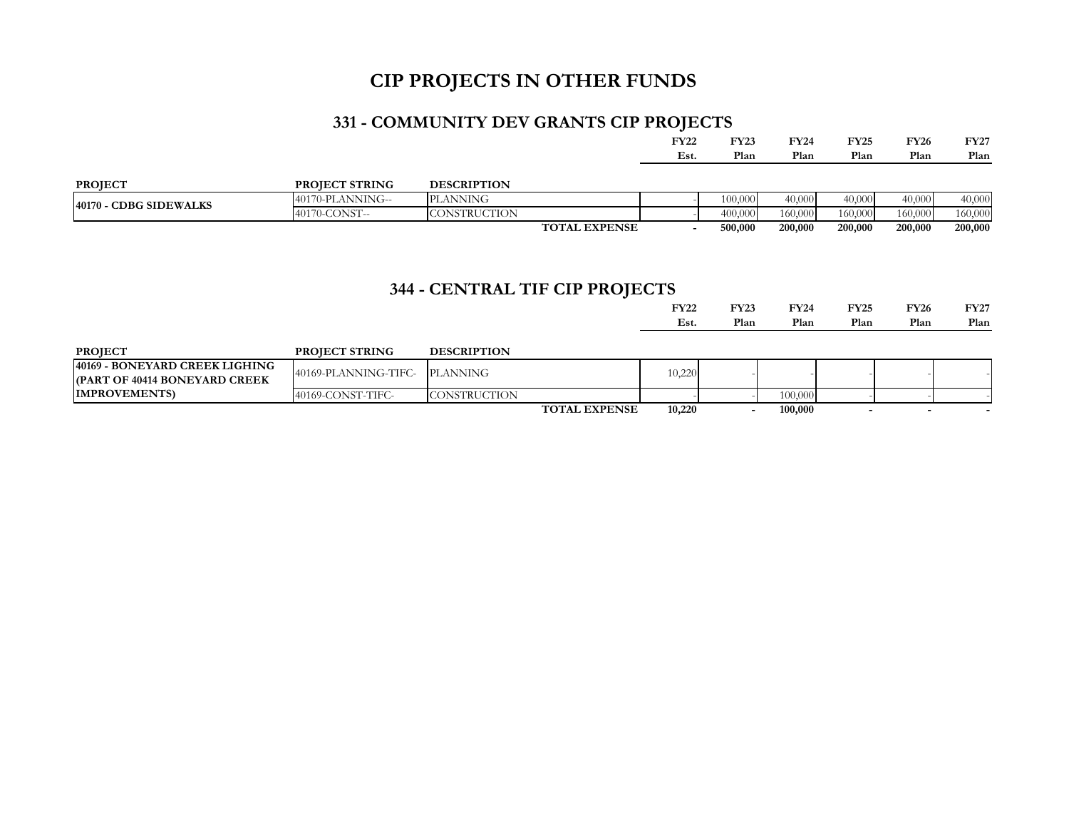# CIP PROJECTS IN OTHER FUNDS

## 331 - COMMUNITY DEV GRANTS CIP PROJECTS

| PROJECT | PROJECT STRING | DESCRIPTION | FY22 Est. | FY23 Plan | FY24 Plan | FY25 Plan | FY26 Plan | FY27 Plan |
|---|---|---|---|---|---|---|---|---|
| **40170 - CDBG SIDEWALKS** | 40170-PLANNING-- | PLANNING | - | 100,000 | 40,000 | 40,000 | 40,000 | 40,000 |
| | 40170-CONST-- | CONSTRUCTION | - | 400,000 | 160,000 | 160,000 | 160,000 | 160,000 |
| | | **TOTAL EXPENSE** | **-** | **500,000** | **200,000** | **200,000** | **200,000** | **200,000** |

## 344 - CENTRAL TIF CIP PROJECTS

| PROJECT | PROJECT STRING | DESCRIPTION | FY22 Est. | FY23 Plan | FY24 Plan | FY25 Plan | FY26 Plan | FY27 Plan |
|---|---|---|---|---|---|---|---|---|
| **40169 - BONEYARD CREEK LIGHING (PART OF 40414 BONEYARD CREEK IMPROVEMENTS)** | 40169-PLANNING-TIFC- | PLANNING | 10,220 | - | - | - | - | - |
| | 40169-CONST-TIFC- | CONSTRUCTION | - | - | 100,000 | - | - | - |
| | | **TOTAL EXPENSE** | **10,220** | **-** | **100,000** | **-** | **-** | **-** |